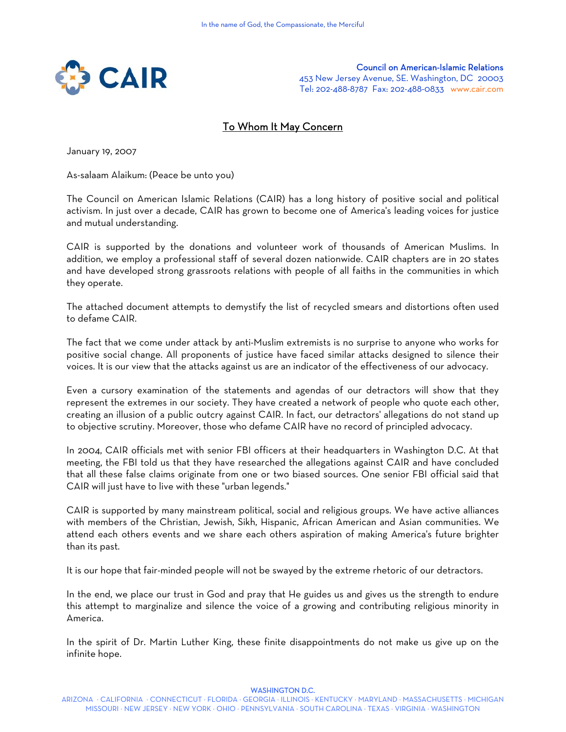In the name of God, the Compassionate, the Merciful

**CAIR**

**Council on American-Islamic Relations**
453 New Jersey Avenue, SE. Washington, DC 20003
Tel: 202-488-8787 Fax: 202-488-0833 www.cair.com

## To Whom It May Concern

January 19, 2007

As-salaam Alaikum: (Peace be unto you)

The Council on American Islamic Relations (CAIR) has a long history of positive social and political activism. In just over a decade, CAIR has grown to become one of America's leading voices for justice and mutual understanding.

CAIR is supported by the donations and volunteer work of thousands of American Muslims. In addition, we employ a professional staff of several dozen nationwide. CAIR chapters are in 20 states and have developed strong grassroots relations with people of all faiths in the communities in which they operate.

The attached document attempts to demystify the list of recycled smears and distortions often used to defame CAIR.

The fact that we come under attack by anti-Muslim extremists is no surprise to anyone who works for positive social change. All proponents of justice have faced similar attacks designed to silence their voices. It is our view that the attacks against us are an indicator of the effectiveness of our advocacy.

Even a cursory examination of the statements and agendas of our detractors will show that they represent the extremes in our society. They have created a network of people who quote each other, creating an illusion of a public outcry against CAIR. In fact, our detractors' allegations do not stand up to objective scrutiny. Moreover, those who defame CAIR have no record of principled advocacy.

In 2004, CAIR officials met with senior FBI officers at their headquarters in Washington D.C. At that meeting, the FBI told us that they have researched the allegations against CAIR and have concluded that all these false claims originate from one or two biased sources. One senior FBI official said that CAIR will just have to live with these "urban legends."

CAIR is supported by many mainstream political, social and religious groups. We have active alliances with members of the Christian, Jewish, Sikh, Hispanic, African American and Asian communities. We attend each others events and we share each others aspiration of making America's future brighter than its past.

It is our hope that fair-minded people will not be swayed by the extreme rhetoric of our detractors.

In the end, we place our trust in God and pray that He guides us and gives us the strength to endure this attempt to marginalize and silence the voice of a growing and contributing religious minority in America.

In the spirit of Dr. Martin Luther King, these finite disappointments do not make us give up on the infinite hope.

WASHINGTON D.C.
ARIZONA · CALIFORNIA · CONNECTICUT · FLORIDA · GEORGIA · ILLINOIS · KENTUCKY · MARYLAND · MASSACHUSETTS · MICHIGAN
MISSOURI · NEW JERSEY · NEW YORK · OHIO · PENNSYLVANIA · SOUTH CAROLINA · TEXAS · VIRGINIA · WASHINGTON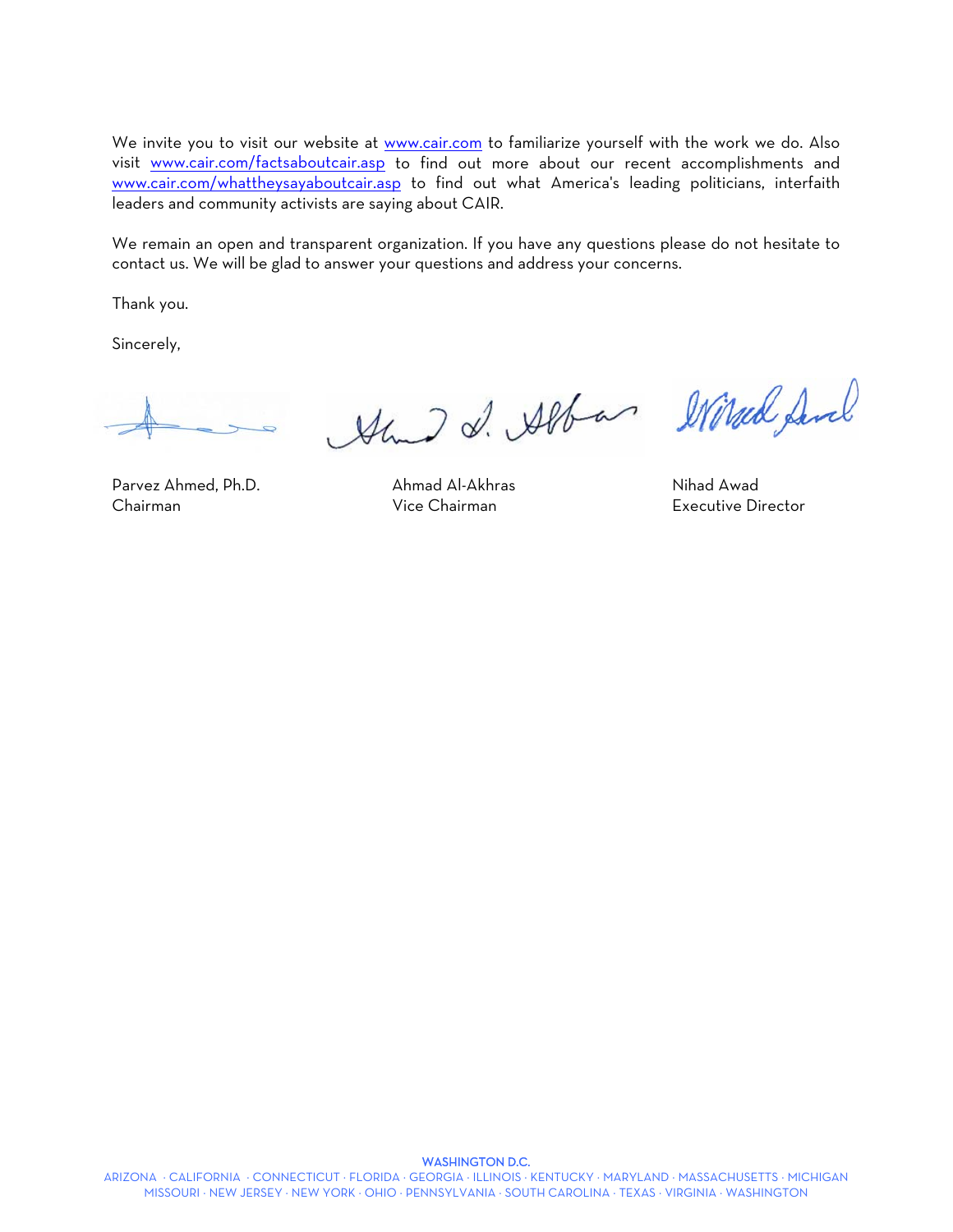We invite you to visit our website at [www.cair.com](http://www.cair.com) to familiarize yourself with the work we do. Also visit [www.cair.com/factsaboutcair.asp](http://www.cair.com/factsaboutcair.asp) to find out more about our recent accomplishments and [www.cair.com/whattheysayaboutcair.asp](http://www.cair.com/whattheysayaboutcair.asp) to find out what America's leading politicians, interfaith leaders and community activists are saying about CAIR.

We remain an open and transparent organization. If you have any questions please do not hesitate to contact us. We will be glad to answer your questions and address your concerns.

Thank you.

Sincerely,

| | | |
|---|---|---|
| Parvez Ahmed, Ph.D.<br>Chairman | Ahmad Al-Akhras<br>Vice Chairman | Nihad Awad<br>Executive Director |

**WASHINGTON D.C.**

ARIZONA · CALIFORNIA · CONNECTICUT · FLORIDA · GEORGIA · ILLINOIS · KENTUCKY · MARYLAND · MASSACHUSETTS · MICHIGAN
MISSOURI · NEW JERSEY · NEW YORK · OHIO · PENNSYLVANIA · SOUTH CAROLINA · TEXAS · VIRGINIA · WASHINGTON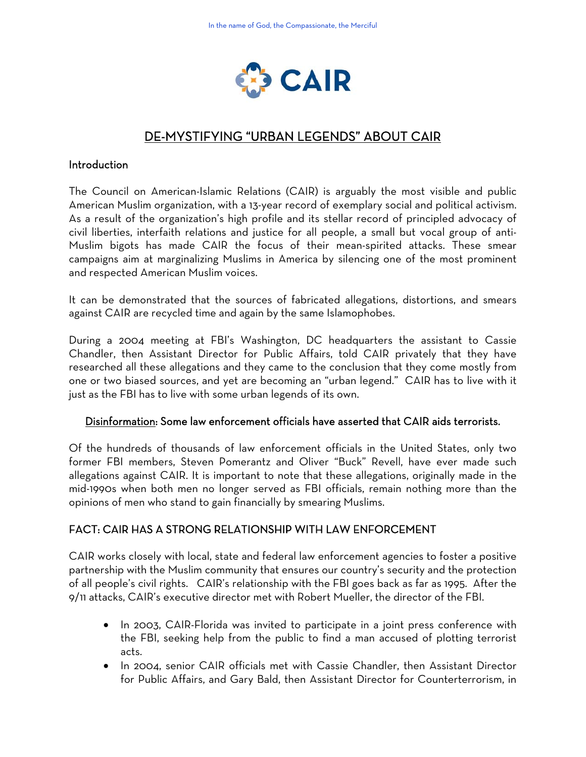In the name of God, the Compassionate, the Merciful

CAIR

# DE-MYSTIFYING "URBAN LEGENDS" ABOUT CAIR

## Introduction

The Council on American-Islamic Relations (CAIR) is arguably the most visible and public American Muslim organization, with a 13-year record of exemplary social and political activism. As a result of the organization's high profile and its stellar record of principled advocacy of civil liberties, interfaith relations and justice for all people, a small but vocal group of anti-Muslim bigots has made CAIR the focus of their mean-spirited attacks. These smear campaigns aim at marginalizing Muslims in America by silencing one of the most prominent and respected American Muslim voices.

It can be demonstrated that the sources of fabricated allegations, distortions, and smears against CAIR are recycled time and again by the same Islamophobes.

During a 2004 meeting at FBI's Washington, DC headquarters the assistant to Cassie Chandler, then Assistant Director for Public Affairs, told CAIR privately that they have researched all these allegations and they came to the conclusion that they come mostly from one or two biased sources, and yet are becoming an "urban legend." CAIR has to live with it just as the FBI has to live with some urban legends of its own.

### Disinformation: Some law enforcement officials have asserted that CAIR aids terrorists.

Of the hundreds of thousands of law enforcement officials in the United States, only two former FBI members, Steven Pomerantz and Oliver "Buck" Revell, have ever made such allegations against CAIR. It is important to note that these allegations, originally made in the mid-1990s when both men no longer served as FBI officials, remain nothing more than the opinions of men who stand to gain financially by smearing Muslims.

### FACT: CAIR HAS A STRONG RELATIONSHIP WITH LAW ENFORCEMENT

CAIR works closely with local, state and federal law enforcement agencies to foster a positive partnership with the Muslim community that ensures our country's security and the protection of all people's civil rights. CAIR's relationship with the FBI goes back as far as 1995. After the 9/11 attacks, CAIR's executive director met with Robert Mueller, the director of the FBI.

- In 2003, CAIR-Florida was invited to participate in a joint press conference with the FBI, seeking help from the public to find a man accused of plotting terrorist acts.
- In 2004, senior CAIR officials met with Cassie Chandler, then Assistant Director for Public Affairs, and Gary Bald, then Assistant Director for Counterterrorism, in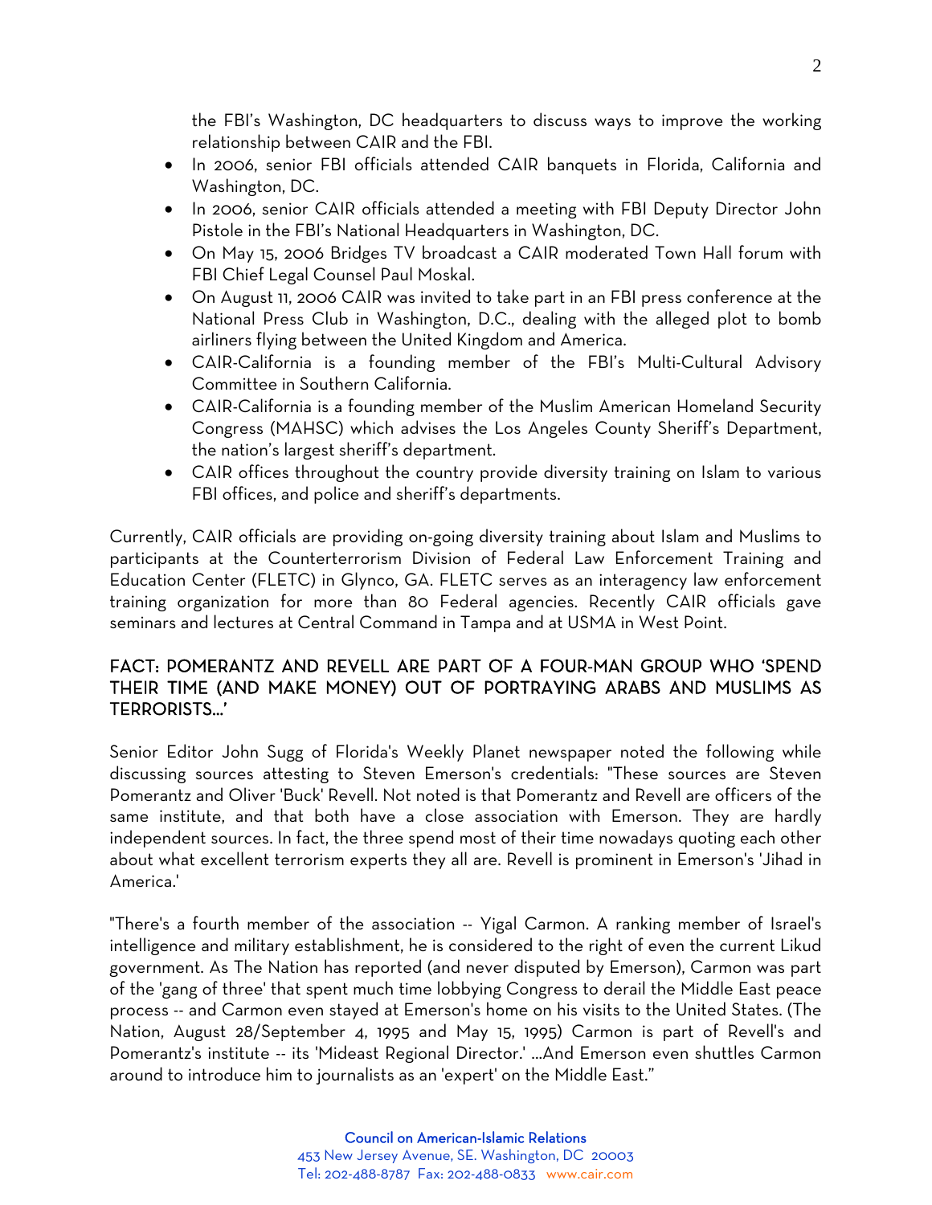the FBI's Washington, DC headquarters to discuss ways to improve the working relationship between CAIR and the FBI.

- In 2006, senior FBI officials attended CAIR banquets in Florida, California and Washington, DC.
- In 2006, senior CAIR officials attended a meeting with FBI Deputy Director John Pistole in the FBI's National Headquarters in Washington, DC.
- On May 15, 2006 Bridges TV broadcast a CAIR moderated Town Hall forum with FBI Chief Legal Counsel Paul Moskal.
- On August 11, 2006 CAIR was invited to take part in an FBI press conference at the National Press Club in Washington, D.C., dealing with the alleged plot to bomb airliners flying between the United Kingdom and America.
- CAIR-California is a founding member of the FBI's Multi-Cultural Advisory Committee in Southern California.
- CAIR-California is a founding member of the Muslim American Homeland Security Congress (MAHSC) which advises the Los Angeles County Sheriff's Department, the nation's largest sheriff's department.
- CAIR offices throughout the country provide diversity training on Islam to various FBI offices, and police and sheriff's departments.

Currently, CAIR officials are providing on-going diversity training about Islam and Muslims to participants at the Counterterrorism Division of Federal Law Enforcement Training and Education Center (FLETC) in Glynco, GA. FLETC serves as an interagency law enforcement training organization for more than 80 Federal agencies. Recently CAIR officials gave seminars and lectures at Central Command in Tampa and at USMA in West Point.

## FACT: POMERANTZ AND REVELL ARE PART OF A FOUR-MAN GROUP WHO 'SPEND THEIR TIME (AND MAKE MONEY) OUT OF PORTRAYING ARABS AND MUSLIMS AS TERRORISTS…'

Senior Editor John Sugg of Florida's Weekly Planet newspaper noted the following while discussing sources attesting to Steven Emerson's credentials: "These sources are Steven Pomerantz and Oliver 'Buck' Revell. Not noted is that Pomerantz and Revell are officers of the same institute, and that both have a close association with Emerson. They are hardly independent sources. In fact, the three spend most of their time nowadays quoting each other about what excellent terrorism experts they all are. Revell is prominent in Emerson's 'Jihad in America.'

"There's a fourth member of the association -- Yigal Carmon. A ranking member of Israel's intelligence and military establishment, he is considered to the right of even the current Likud government. As The Nation has reported (and never disputed by Emerson), Carmon was part of the 'gang of three' that spent much time lobbying Congress to derail the Middle East peace process -- and Carmon even stayed at Emerson's home on his visits to the United States. (The Nation, August 28/September 4, 1995 and May 15, 1995) Carmon is part of Revell's and Pomerantz's institute -- its 'Mideast Regional Director.' …And Emerson even shuttles Carmon around to introduce him to journalists as an 'expert' on the Middle East."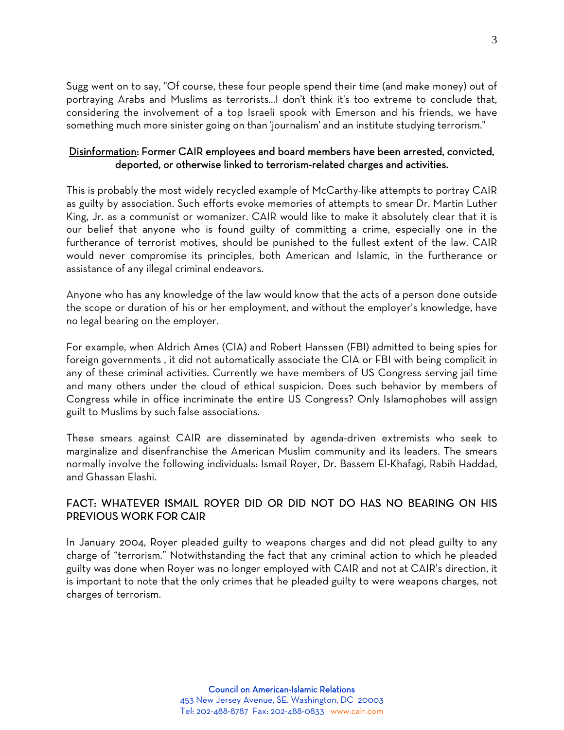Sugg went on to say, "Of course, these four people spend their time (and make money) out of portraying Arabs and Muslims as terrorists...I don't think it's too extreme to conclude that, considering the involvement of a top Israeli spook with Emerson and his friends, we have something much more sinister going on than 'journalism' and an institute studying terrorism."

**<u>Disinformation</u>: Former CAIR employees and board members have been arrested, convicted, deported, or otherwise linked to terrorism-related charges and activities.**

This is probably the most widely recycled example of McCarthy-like attempts to portray CAIR as guilty by association. Such efforts evoke memories of attempts to smear Dr. Martin Luther King, Jr. as a communist or womanizer. CAIR would like to make it absolutely clear that it is our belief that anyone who is found guilty of committing a crime, especially one in the furtherance of terrorist motives, should be punished to the fullest extent of the law. CAIR would never compromise its principles, both American and Islamic, in the furtherance or assistance of any illegal criminal endeavors.

Anyone who has any knowledge of the law would know that the acts of a person done outside the scope or duration of his or her employment, and without the employer's knowledge, have no legal bearing on the employer.

For example, when Aldrich Ames (CIA) and Robert Hanssen (FBI) admitted to being spies for foreign governments , it did not automatically associate the CIA or FBI with being complicit in any of these criminal activities. Currently we have members of US Congress serving jail time and many others under the cloud of ethical suspicion. Does such behavior by members of Congress while in office incriminate the entire US Congress? Only Islamophobes will assign guilt to Muslims by such false associations.

These smears against CAIR are disseminated by agenda-driven extremists who seek to marginalize and disenfranchise the American Muslim community and its leaders. The smears normally involve the following individuals: Ismail Royer, Dr. Bassem El-Khafagi, Rabih Haddad, and Ghassan Elashi.

## FACT: WHATEVER ISMAIL ROYER DID OR DID NOT DO HAS NO BEARING ON HIS PREVIOUS WORK FOR CAIR

In January 2004, Royer pleaded guilty to weapons charges and did not plead guilty to any charge of "terrorism." Notwithstanding the fact that any criminal action to which he pleaded guilty was done when Royer was no longer employed with CAIR and not at CAIR's direction, it is important to note that the only crimes that he pleaded guilty to were weapons charges, not charges of terrorism.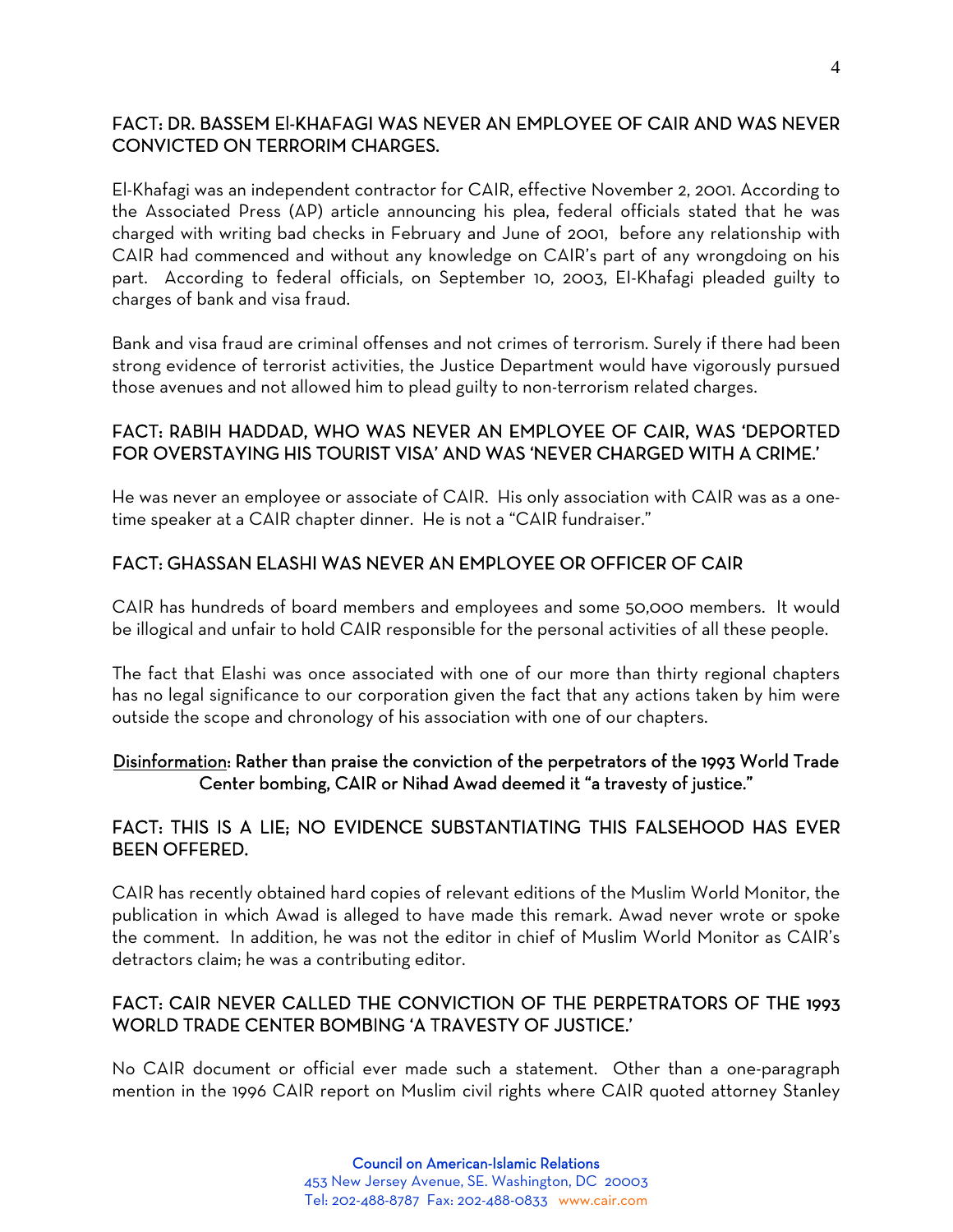### FACT: DR. BASSEM El-KHAFAGI WAS NEVER AN EMPLOYEE OF CAIR AND WAS NEVER CONVICTED ON TERRORIM CHARGES.

El-Khafagi was an independent contractor for CAIR, effective November 2, 2001. According to the Associated Press (AP) article announcing his plea, federal officials stated that he was charged with writing bad checks in February and June of 2001, before any relationship with CAIR had commenced and without any knowledge on CAIR's part of any wrongdoing on his part. According to federal officials, on September 10, 2003, El-Khafagi pleaded guilty to charges of bank and visa fraud.

Bank and visa fraud are criminal offenses and not crimes of terrorism. Surely if there had been strong evidence of terrorist activities, the Justice Department would have vigorously pursued those avenues and not allowed him to plead guilty to non-terrorism related charges.

### FACT: RABIH HADDAD, WHO WAS NEVER AN EMPLOYEE OF CAIR, WAS 'DEPORTED FOR OVERSTAYING HIS TOURIST VISA' AND WAS 'NEVER CHARGED WITH A CRIME.'

He was never an employee or associate of CAIR. His only association with CAIR was as a one-time speaker at a CAIR chapter dinner. He is not a "CAIR fundraiser."

### FACT: GHASSAN ELASHI WAS NEVER AN EMPLOYEE OR OFFICER OF CAIR

CAIR has hundreds of board members and employees and some 50,000 members. It would be illogical and unfair to hold CAIR responsible for the personal activities of all these people.

The fact that Elashi was once associated with one of our more than thirty regional chapters has no legal significance to our corporation given the fact that any actions taken by him were outside the scope and chronology of his association with one of our chapters.

**Disinformation: Rather than praise the conviction of the perpetrators of the 1993 World Trade Center bombing, CAIR or Nihad Awad deemed it "a travesty of justice."**

### FACT: THIS IS A LIE; NO EVIDENCE SUBSTANTIATING THIS FALSEHOOD HAS EVER BEEN OFFERED.

CAIR has recently obtained hard copies of relevant editions of the Muslim World Monitor, the publication in which Awad is alleged to have made this remark. Awad never wrote or spoke the comment. In addition, he was not the editor in chief of Muslim World Monitor as CAIR's detractors claim; he was a contributing editor.

### FACT: CAIR NEVER CALLED THE CONVICTION OF THE PERPETRATORS OF THE 1993 WORLD TRADE CENTER BOMBING 'A TRAVESTY OF JUSTICE.'

No CAIR document or official ever made such a statement. Other than a one-paragraph mention in the 1996 CAIR report on Muslim civil rights where CAIR quoted attorney Stanley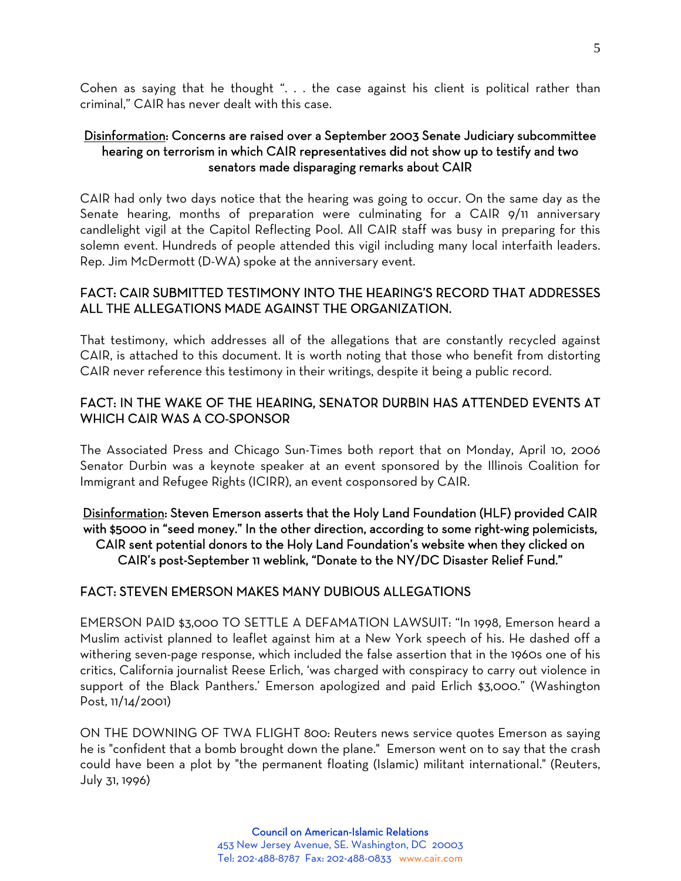Cohen as saying that he thought ". . . the case against his client is political rather than criminal," CAIR has never dealt with this case.

**Disinformation: Concerns are raised over a September 2003 Senate Judiciary subcommittee hearing on terrorism in which CAIR representatives did not show up to testify and two senators made disparaging remarks about CAIR**

CAIR had only two days notice that the hearing was going to occur. On the same day as the Senate hearing, months of preparation were culminating for a CAIR 9/11 anniversary candlelight vigil at the Capitol Reflecting Pool. All CAIR staff was busy in preparing for this solemn event. Hundreds of people attended this vigil including many local interfaith leaders. Rep. Jim McDermott (D-WA) spoke at the anniversary event.

## FACT: CAIR SUBMITTED TESTIMONY INTO THE HEARING'S RECORD THAT ADDRESSES ALL THE ALLEGATIONS MADE AGAINST THE ORGANIZATION.

That testimony, which addresses all of the allegations that are constantly recycled against CAIR, is attached to this document. It is worth noting that those who benefit from distorting CAIR never reference this testimony in their writings, despite it being a public record.

## FACT: IN THE WAKE OF THE HEARING, SENATOR DURBIN HAS ATTENDED EVENTS AT WHICH CAIR WAS A CO-SPONSOR

The Associated Press and Chicago Sun-Times both report that on Monday, April 10, 2006 Senator Durbin was a keynote speaker at an event sponsored by the Illinois Coalition for Immigrant and Refugee Rights (ICIRR), an event cosponsored by CAIR.

**Disinformation: Steven Emerson asserts that the Holy Land Foundation (HLF) provided CAIR with $5000 in "seed money." In the other direction, according to some right-wing polemicists, CAIR sent potential donors to the Holy Land Foundation's website when they clicked on CAIR's post-September 11 weblink, "Donate to the NY/DC Disaster Relief Fund."**

## FACT: STEVEN EMERSON MAKES MANY DUBIOUS ALLEGATIONS

EMERSON PAID $3,000 TO SETTLE A DEFAMATION LAWSUIT: "In 1998, Emerson heard a Muslim activist planned to leaflet against him at a New York speech of his. He dashed off a withering seven-page response, which included the false assertion that in the 1960s one of his critics, California journalist Reese Erlich, 'was charged with conspiracy to carry out violence in support of the Black Panthers.' Emerson apologized and paid Erlich $3,000." (Washington Post, 11/14/2001)

ON THE DOWNING OF TWA FLIGHT 800: Reuters news service quotes Emerson as saying he is "confident that a bomb brought down the plane." Emerson went on to say that the crash could have been a plot by "the permanent floating (Islamic) militant international." (Reuters, July 31, 1996)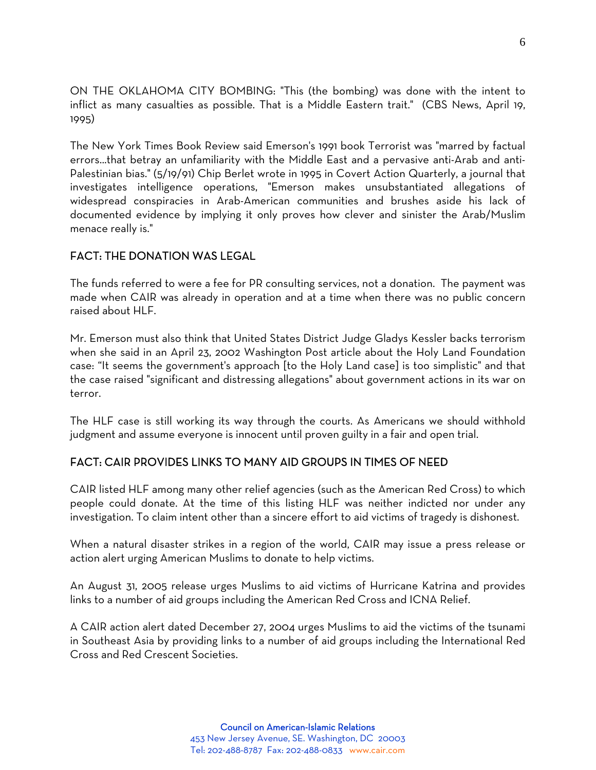ON THE OKLAHOMA CITY BOMBING: "This (the bombing) was done with the intent to inflict as many casualties as possible. That is a Middle Eastern trait." (CBS News, April 19, 1995)

The New York Times Book Review said Emerson's 1991 book Terrorist was "marred by factual errors...that betray an unfamiliarity with the Middle East and a pervasive anti-Arab and anti-Palestinian bias." (5/19/91) Chip Berlet wrote in 1995 in Covert Action Quarterly, a journal that investigates intelligence operations, "Emerson makes unsubstantiated allegations of widespread conspiracies in Arab-American communities and brushes aside his lack of documented evidence by implying it only proves how clever and sinister the Arab/Muslim menace really is."

## FACT: THE DONATION WAS LEGAL

The funds referred to were a fee for PR consulting services, not a donation. The payment was made when CAIR was already in operation and at a time when there was no public concern raised about HLF.

Mr. Emerson must also think that United States District Judge Gladys Kessler backs terrorism when she said in an April 23, 2002 Washington Post article about the Holy Land Foundation case: "It seems the government's approach [to the Holy Land case] is too simplistic" and that the case raised "significant and distressing allegations" about government actions in its war on terror.

The HLF case is still working its way through the courts. As Americans we should withhold judgment and assume everyone is innocent until proven guilty in a fair and open trial.

## FACT: CAIR PROVIDES LINKS TO MANY AID GROUPS IN TIMES OF NEED

CAIR listed HLF among many other relief agencies (such as the American Red Cross) to which people could donate. At the time of this listing HLF was neither indicted nor under any investigation. To claim intent other than a sincere effort to aid victims of tragedy is dishonest.

When a natural disaster strikes in a region of the world, CAIR may issue a press release or action alert urging American Muslims to donate to help victims.

An August 31, 2005 release urges Muslims to aid victims of Hurricane Katrina and provides links to a number of aid groups including the American Red Cross and ICNA Relief.

A CAIR action alert dated December 27, 2004 urges Muslims to aid the victims of the tsunami in Southeast Asia by providing links to a number of aid groups including the International Red Cross and Red Crescent Societies.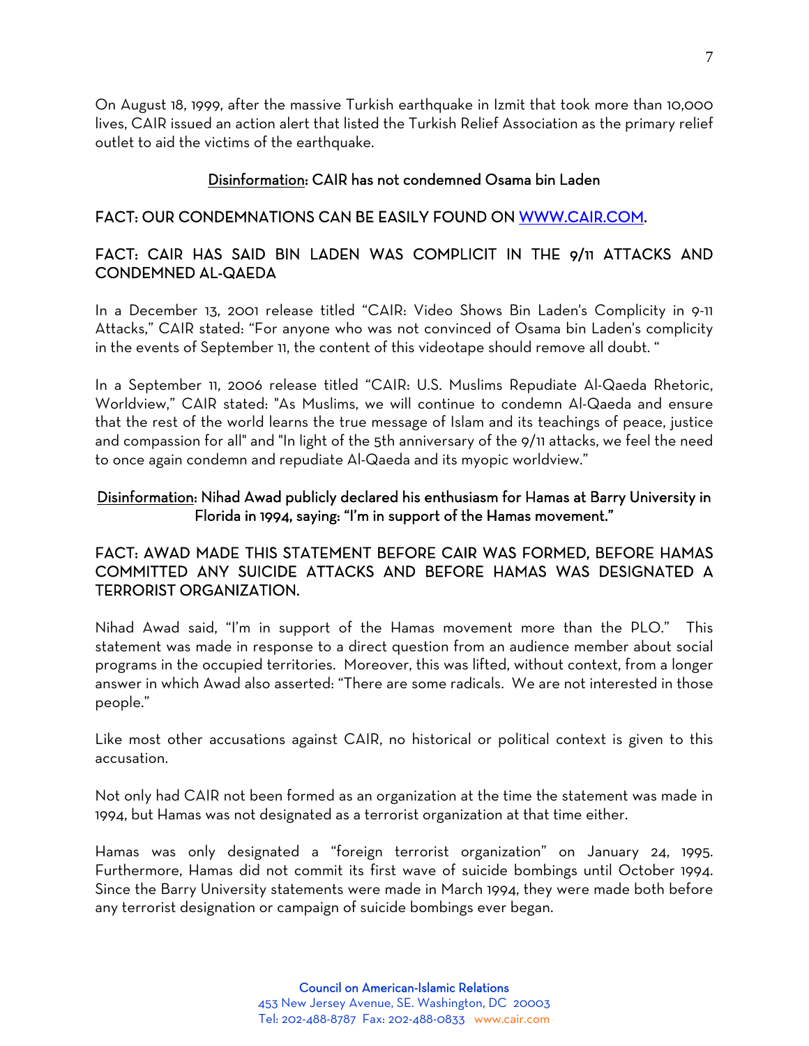On August 18, 1999, after the massive Turkish earthquake in Izmit that took more than 10,000 lives, CAIR issued an action alert that listed the Turkish Relief Association as the primary relief outlet to aid the victims of the earthquake.

## Disinformation: CAIR has not condemned Osama bin Laden

### FACT: OUR CONDEMNATIONS CAN BE EASILY FOUND ON WWW.CAIR.COM.

### FACT: CAIR HAS SAID BIN LADEN WAS COMPLICIT IN THE 9/11 ATTACKS AND CONDEMNED AL-QAEDA

In a December 13, 2001 release titled "CAIR: Video Shows Bin Laden's Complicity in 9-11 Attacks," CAIR stated: "For anyone who was not convinced of Osama bin Laden's complicity in the events of September 11, the content of this videotape should remove all doubt. "

In a September 11, 2006 release titled "CAIR: U.S. Muslims Repudiate Al-Qaeda Rhetoric, Worldview," CAIR stated: "As Muslims, we will continue to condemn Al-Qaeda and ensure that the rest of the world learns the true message of Islam and its teachings of peace, justice and compassion for all" and "In light of the 5th anniversary of the 9/11 attacks, we feel the need to once again condemn and repudiate Al-Qaeda and its myopic worldview."

## Disinformation: Nihad Awad publicly declared his enthusiasm for Hamas at Barry University in Florida in 1994, saying: "I'm in support of the Hamas movement."

### FACT: AWAD MADE THIS STATEMENT BEFORE CAIR WAS FORMED, BEFORE HAMAS COMMITTED ANY SUICIDE ATTACKS AND BEFORE HAMAS WAS DESIGNATED A TERRORIST ORGANIZATION.

Nihad Awad said, "I'm in support of the Hamas movement more than the PLO." This statement was made in response to a direct question from an audience member about social programs in the occupied territories. Moreover, this was lifted, without context, from a longer answer in which Awad also asserted: "There are some radicals. We are not interested in those people."

Like most other accusations against CAIR, no historical or political context is given to this accusation.

Not only had CAIR not been formed as an organization at the time the statement was made in 1994, but Hamas was not designated as a terrorist organization at that time either.

Hamas was only designated a "foreign terrorist organization" on January 24, 1995. Furthermore, Hamas did not commit its first wave of suicide bombings until October 1994. Since the Barry University statements were made in March 1994, they were made both before any terrorist designation or campaign of suicide bombings ever began.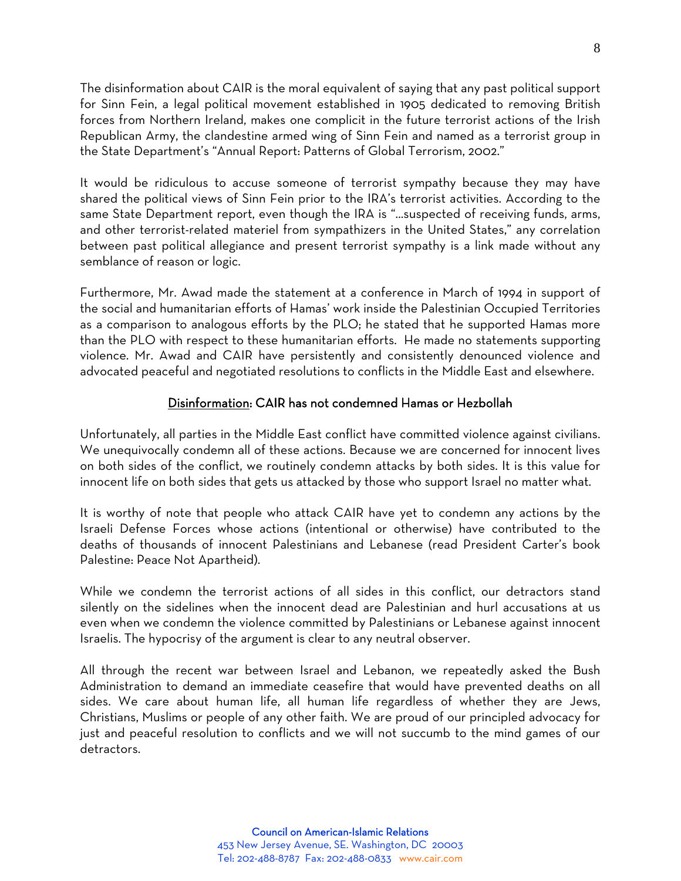The disinformation about CAIR is the moral equivalent of saying that any past political support for Sinn Fein, a legal political movement established in 1905 dedicated to removing British forces from Northern Ireland, makes one complicit in the future terrorist actions of the Irish Republican Army, the clandestine armed wing of Sinn Fein and named as a terrorist group in the State Department's "Annual Report: Patterns of Global Terrorism, 2002."

It would be ridiculous to accuse someone of terrorist sympathy because they may have shared the political views of Sinn Fein prior to the IRA's terrorist activities. According to the same State Department report, even though the IRA is "…suspected of receiving funds, arms, and other terrorist-related materiel from sympathizers in the United States," any correlation between past political allegiance and present terrorist sympathy is a link made without any semblance of reason or logic.

Furthermore, Mr. Awad made the statement at a conference in March of 1994 in support of the social and humanitarian efforts of Hamas' work inside the Palestinian Occupied Territories as a comparison to analogous efforts by the PLO; he stated that he supported Hamas more than the PLO with respect to these humanitarian efforts. He made no statements supporting violence. Mr. Awad and CAIR have persistently and consistently denounced violence and advocated peaceful and negotiated resolutions to conflicts in the Middle East and elsewhere.

## Disinformation: CAIR has not condemned Hamas or Hezbollah

Unfortunately, all parties in the Middle East conflict have committed violence against civilians. We unequivocally condemn all of these actions. Because we are concerned for innocent lives on both sides of the conflict, we routinely condemn attacks by both sides. It is this value for innocent life on both sides that gets us attacked by those who support Israel no matter what.

It is worthy of note that people who attack CAIR have yet to condemn any actions by the Israeli Defense Forces whose actions (intentional or otherwise) have contributed to the deaths of thousands of innocent Palestinians and Lebanese (read President Carter's book Palestine: Peace Not Apartheid).

While we condemn the terrorist actions of all sides in this conflict, our detractors stand silently on the sidelines when the innocent dead are Palestinian and hurl accusations at us even when we condemn the violence committed by Palestinians or Lebanese against innocent Israelis. The hypocrisy of the argument is clear to any neutral observer.

All through the recent war between Israel and Lebanon, we repeatedly asked the Bush Administration to demand an immediate ceasefire that would have prevented deaths on all sides. We care about human life, all human life regardless of whether they are Jews, Christians, Muslims or people of any other faith. We are proud of our principled advocacy for just and peaceful resolution to conflicts and we will not succumb to the mind games of our detractors.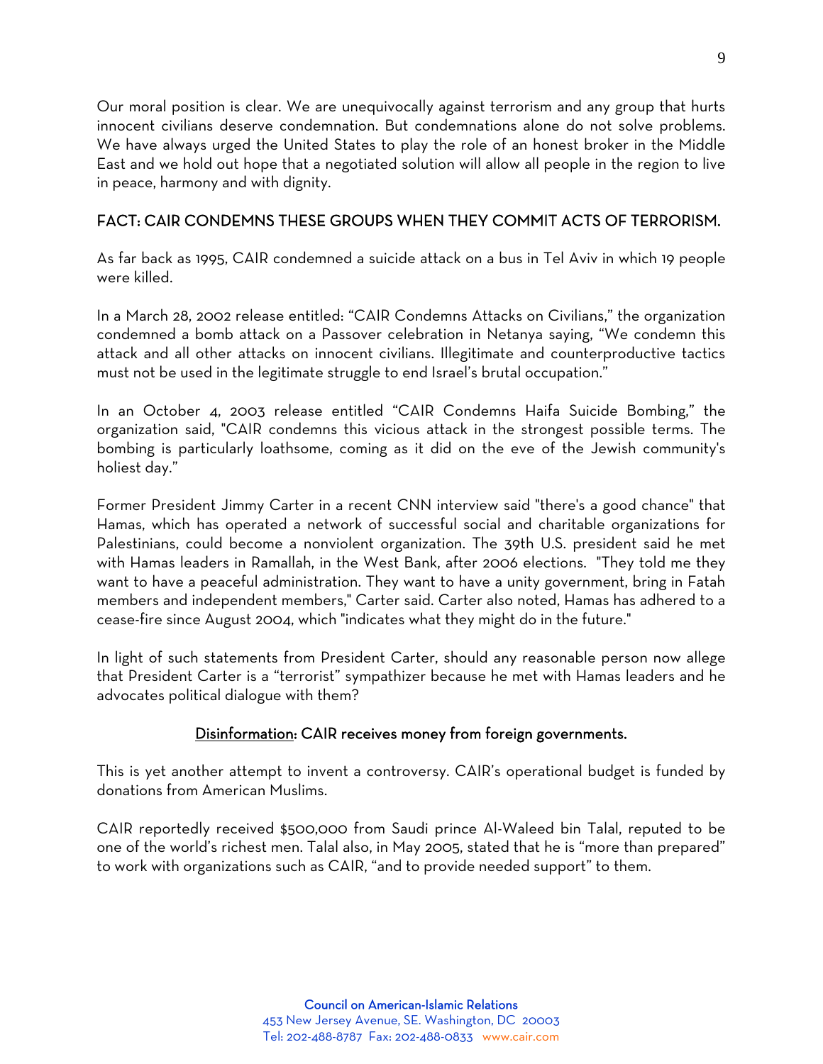Our moral position is clear. We are unequivocally against terrorism and any group that hurts innocent civilians deserve condemnation. But condemnations alone do not solve problems. We have always urged the United States to play the role of an honest broker in the Middle East and we hold out hope that a negotiated solution will allow all people in the region to live in peace, harmony and with dignity.

### FACT: CAIR CONDEMNS THESE GROUPS WHEN THEY COMMIT ACTS OF TERRORISM.

As far back as 1995, CAIR condemned a suicide attack on a bus in Tel Aviv in which 19 people were killed.

In a March 28, 2002 release entitled: "CAIR Condemns Attacks on Civilians," the organization condemned a bomb attack on a Passover celebration in Netanya saying, "We condemn this attack and all other attacks on innocent civilians. Illegitimate and counterproductive tactics must not be used in the legitimate struggle to end Israel's brutal occupation."

In an October 4, 2003 release entitled "CAIR Condemns Haifa Suicide Bombing," the organization said, "CAIR condemns this vicious attack in the strongest possible terms. The bombing is particularly loathsome, coming as it did on the eve of the Jewish community's holiest day."

Former President Jimmy Carter in a recent CNN interview said "there's a good chance" that Hamas, which has operated a network of successful social and charitable organizations for Palestinians, could become a nonviolent organization. The 39th U.S. president said he met with Hamas leaders in Ramallah, in the West Bank, after 2006 elections. "They told me they want to have a peaceful administration. They want to have a unity government, bring in Fatah members and independent members," Carter said. Carter also noted, Hamas has adhered to a cease-fire since August 2004, which "indicates what they might do in the future."

In light of such statements from President Carter, should any reasonable person now allege that President Carter is a "terrorist" sympathizer because he met with Hamas leaders and he advocates political dialogue with them?

### Disinformation: CAIR receives money from foreign governments.

This is yet another attempt to invent a controversy. CAIR's operational budget is funded by donations from American Muslims.

CAIR reportedly received $500,000 from Saudi prince Al-Waleed bin Talal, reputed to be one of the world's richest men. Talal also, in May 2005, stated that he is "more than prepared" to work with organizations such as CAIR, "and to provide needed support" to them.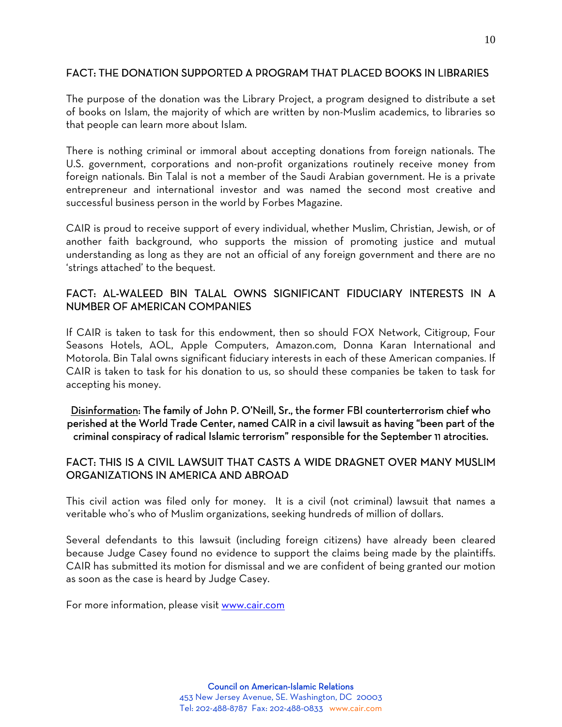## FACT: THE DONATION SUPPORTED A PROGRAM THAT PLACED BOOKS IN LIBRARIES

The purpose of the donation was the Library Project, a program designed to distribute a set of books on Islam, the majority of which are written by non-Muslim academics, to libraries so that people can learn more about Islam.

There is nothing criminal or immoral about accepting donations from foreign nationals. The U.S. government, corporations and non-profit organizations routinely receive money from foreign nationals. Bin Talal is not a member of the Saudi Arabian government. He is a private entrepreneur and international investor and was named the second most creative and successful business person in the world by Forbes Magazine.

CAIR is proud to receive support of every individual, whether Muslim, Christian, Jewish, or of another faith background, who supports the mission of promoting justice and mutual understanding as long as they are not an official of any foreign government and there are no 'strings attached' to the bequest.

## FACT: AL-WALEED BIN TALAL OWNS SIGNIFICANT FIDUCIARY INTERESTS IN A NUMBER OF AMERICAN COMPANIES

If CAIR is taken to task for this endowment, then so should FOX Network, Citigroup, Four Seasons Hotels, AOL, Apple Computers, Amazon.com, Donna Karan International and Motorola. Bin Talal owns significant fiduciary interests in each of these American companies. If CAIR is taken to task for his donation to us, so should these companies be taken to task for accepting his money.

**Disinformation: The family of John P. O'Neill, Sr., the former FBI counterterrorism chief who perished at the World Trade Center, named CAIR in a civil lawsuit as having "been part of the criminal conspiracy of radical Islamic terrorism" responsible for the September 11 atrocities.**

## FACT: THIS IS A CIVIL LAWSUIT THAT CASTS A WIDE DRAGNET OVER MANY MUSLIM ORGANIZATIONS IN AMERICA AND ABROAD

This civil action was filed only for money. It is a civil (not criminal) lawsuit that names a veritable who's who of Muslim organizations, seeking hundreds of million of dollars.

Several defendants to this lawsuit (including foreign citizens) have already been cleared because Judge Casey found no evidence to support the claims being made by the plaintiffs. CAIR has submitted its motion for dismissal and we are confident of being granted our motion as soon as the case is heard by Judge Casey.

For more information, please visit www.cair.com

Council on American-Islamic Relations
453 New Jersey Avenue, SE. Washington, DC 20003
Tel: 202-488-8787 Fax: 202-488-0833 www.cair.com